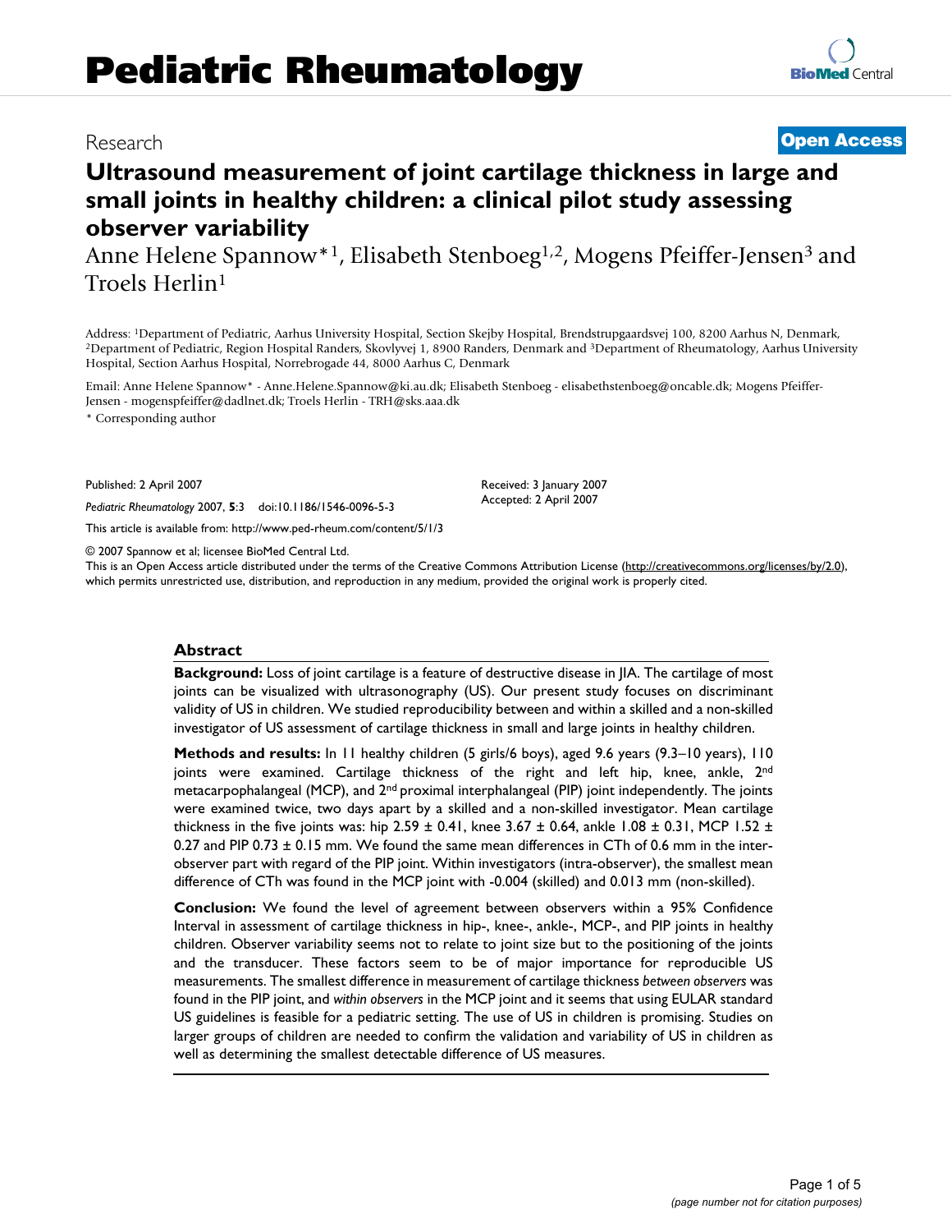Research | Open Access

# Ultrasound measurement of joint cartilage thickness in large and small joints in healthy children: a clinical pilot study assessing observer variability

Anne Helene Spannow*[1], Elisabeth Stenboeg[1,2], Mogens Pfeiffer-Jensen[3] and Troels Herlin[1]

Address: [1]Department of Pediatric, Aarhus University Hospital, Section Skejby Hospital, Brendstrupgaardsvej 100, 8200 Aarhus N, Denmark, [2]Department of Pediatric, Region Hospital Randers, Skovlyvej 1, 8900 Randers, Denmark and [3]Department of Rheumatology, Aarhus University Hospital, Section Aarhus Hospital, Norrebrogade 44, 8000 Aarhus C, Denmark

Email: Anne Helene Spannow* - Anne.Helene.Spannow@ki.au.dk; Elisabeth Stenboeg - elisabethstenboeg@oncable.dk; Mogens Pfeiffer-Jensen - mogenspfeiffer@dadlnet.dk; Troels Herlin - TRH@sks.aaa.dk

\* Corresponding author

Published: 2 April 2007

*Pediatric Rheumatology* 2007, **5**:3 doi:10.1186/1546-0096-5-3

This article is available from: http://www.ped-rheum.com/content/5/1/3

Received: 3 January 2007
Accepted: 2 April 2007

© 2007 Spannow et al; licensee BioMed Central Ltd.
This is an Open Access article distributed under the terms of the Creative Commons Attribution License (http://creativecommons.org/licenses/by/2.0), which permits unrestricted use, distribution, and reproduction in any medium, provided the original work is properly cited.

## Abstract

**Background:** Loss of joint cartilage is a feature of destructive disease in JIA. The cartilage of most joints can be visualized with ultrasonography (US). Our present study focuses on discriminant validity of US in children. We studied reproducibility between and within a skilled and a non-skilled investigator of US assessment of cartilage thickness in small and large joints in healthy children.

**Methods and results:** In 11 healthy children (5 girls/6 boys), aged 9.6 years (9.3–10 years), 110 joints were examined. Cartilage thickness of the right and left hip, knee, ankle, 2nd metacarpophalangeal (MCP), and 2nd proximal interphalangeal (PIP) joint independently. The joints were examined twice, two days apart by a skilled and a non-skilled investigator. Mean cartilage thickness in the five joints was: hip 2.59 ± 0.41, knee 3.67 ± 0.64, ankle 1.08 ± 0.31, MCP 1.52 ± 0.27 and PIP 0.73 ± 0.15 mm. We found the same mean differences in CTh of 0.6 mm in the inter-observer part with regard of the PIP joint. Within investigators (intra-observer), the smallest mean difference of CTh was found in the MCP joint with -0.004 (skilled) and 0.013 mm (non-skilled).

**Conclusion:** We found the level of agreement between observers within a 95% Confidence Interval in assessment of cartilage thickness in hip-, knee-, ankle-, MCP-, and PIP joints in healthy children. Observer variability seems not to relate to joint size but to the positioning of the joints and the transducer. These factors seem to be of major importance for reproducible US measurements. The smallest difference in measurement of cartilage thickness *between observers* was found in the PIP joint, and *within observers* in the MCP joint and it seems that using EULAR standard US guidelines is feasible for a pediatric setting. The use of US in children is promising. Studies on larger groups of children are needed to confirm the validation and variability of US in children as well as determining the smallest detectable difference of US measures.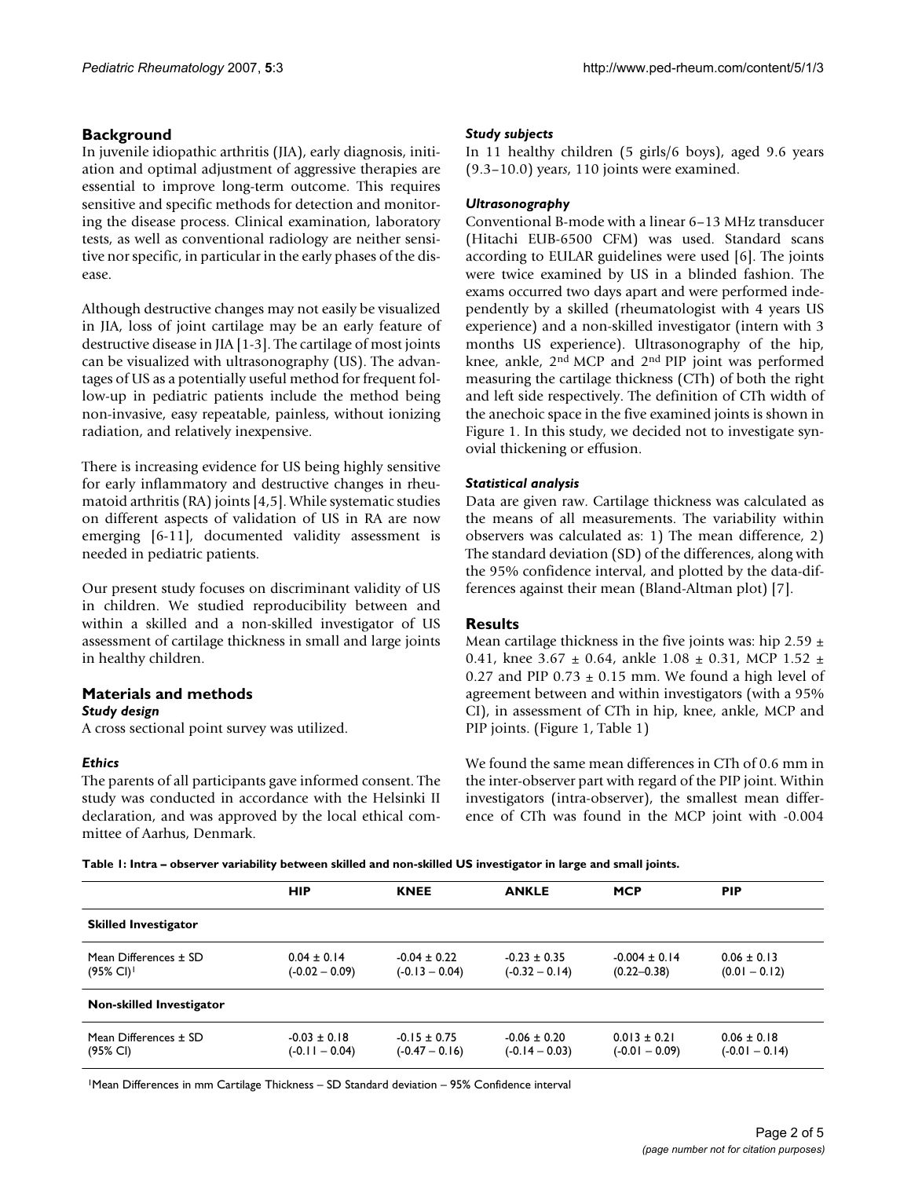## Background

In juvenile idiopathic arthritis (JIA), early diagnosis, initiation and optimal adjustment of aggressive therapies are essential to improve long-term outcome. This requires sensitive and specific methods for detection and monitoring the disease process. Clinical examination, laboratory tests, as well as conventional radiology are neither sensitive nor specific, in particular in the early phases of the disease.

Although destructive changes may not easily be visualized in JIA, loss of joint cartilage may be an early feature of destructive disease in JIA [1-3]. The cartilage of most joints can be visualized with ultrasonography (US). The advantages of US as a potentially useful method for frequent follow-up in pediatric patients include the method being non-invasive, easy repeatable, painless, without ionizing radiation, and relatively inexpensive.

There is increasing evidence for US being highly sensitive for early inflammatory and destructive changes in rheumatoid arthritis (RA) joints [4,5]. While systematic studies on different aspects of validation of US in RA are now emerging [6-11], documented validity assessment is needed in pediatric patients.

Our present study focuses on discriminant validity of US in children. We studied reproducibility between and within a skilled and a non-skilled investigator of US assessment of cartilage thickness in small and large joints in healthy children.

## Materials and methods

### *Study design*

A cross sectional point survey was utilized.

### *Ethics*

The parents of all participants gave informed consent. The study was conducted in accordance with the Helsinki II declaration, and was approved by the local ethical committee of Aarhus, Denmark.

### *Study subjects*

In 11 healthy children (5 girls/6 boys), aged 9.6 years (9.3–10.0) years, 110 joints were examined.

### *Ultrasonography*

Conventional B-mode with a linear 6–13 MHz transducer (Hitachi EUB-6500 CFM) was used. Standard scans according to EULAR guidelines were used [6]. The joints were twice examined by US in a blinded fashion. The exams occurred two days apart and were performed independently by a skilled (rheumatologist with 4 years US experience) and a non-skilled investigator (intern with 3 months US experience). Ultrasonography of the hip, knee, ankle, 2nd MCP and 2nd PIP joint was performed measuring the cartilage thickness (CTh) of both the right and left side respectively. The definition of CTh width of the anechoic space in the five examined joints is shown in Figure 1. In this study, we decided not to investigate synovial thickening or effusion.

### *Statistical analysis*

Data are given raw. Cartilage thickness was calculated as the means of all measurements. The variability within observers was calculated as: 1) The mean difference, 2) The standard deviation (SD) of the differences, along with the 95% confidence interval, and plotted by the data-differences against their mean (Bland-Altman plot) [7].

## Results

Mean cartilage thickness in the five joints was: hip 2.59 ± 0.41, knee 3.67 ± 0.64, ankle 1.08 ± 0.31, MCP 1.52 ± 0.27 and PIP 0.73 ± 0.15 mm. We found a high level of agreement between and within investigators (with a 95% CI), in assessment of CTh in hip, knee, ankle, MCP and PIP joints. (Figure 1, Table 1)

We found the same mean differences in CTh of 0.6 mm in the inter-observer part with regard of the PIP joint. Within investigators (intra-observer), the smallest mean difference of CTh was found in the MCP joint with -0.004

**Table 1: Intra – observer variability between skilled and non-skilled US investigator in large and small joints.**

| | HIP | KNEE | ANKLE | MCP | PIP |
|---|---|---|---|---|---|
| **Skilled Investigator** | | | | | |
| Mean Differences ± SD (95% CI)[1] | 0.04 ± 0.14 (-0.02 – 0.09) | -0.04 ± 0.22 (-0.13 – 0.04) | -0.23 ± 0.35 (-0.32 – 0.14) | -0.004 ± 0.14 (0.22–0.38) | 0.06 ± 0.13 (0.01 – 0.12) |
| **Non-skilled Investigator** | | | | | |
| Mean Differences ± SD (95% CI) | -0.03 ± 0.18 (-0.11 – 0.04) | -0.15 ± 0.75 (-0.47 – 0.16) | -0.06 ± 0.20 (-0.14 – 0.03) | 0.013 ± 0.21 (-0.01 – 0.09) | 0.06 ± 0.18 (-0.01 – 0.14) |

[1]Mean Differences in mm Cartilage Thickness – SD Standard deviation – 95% Confidence interval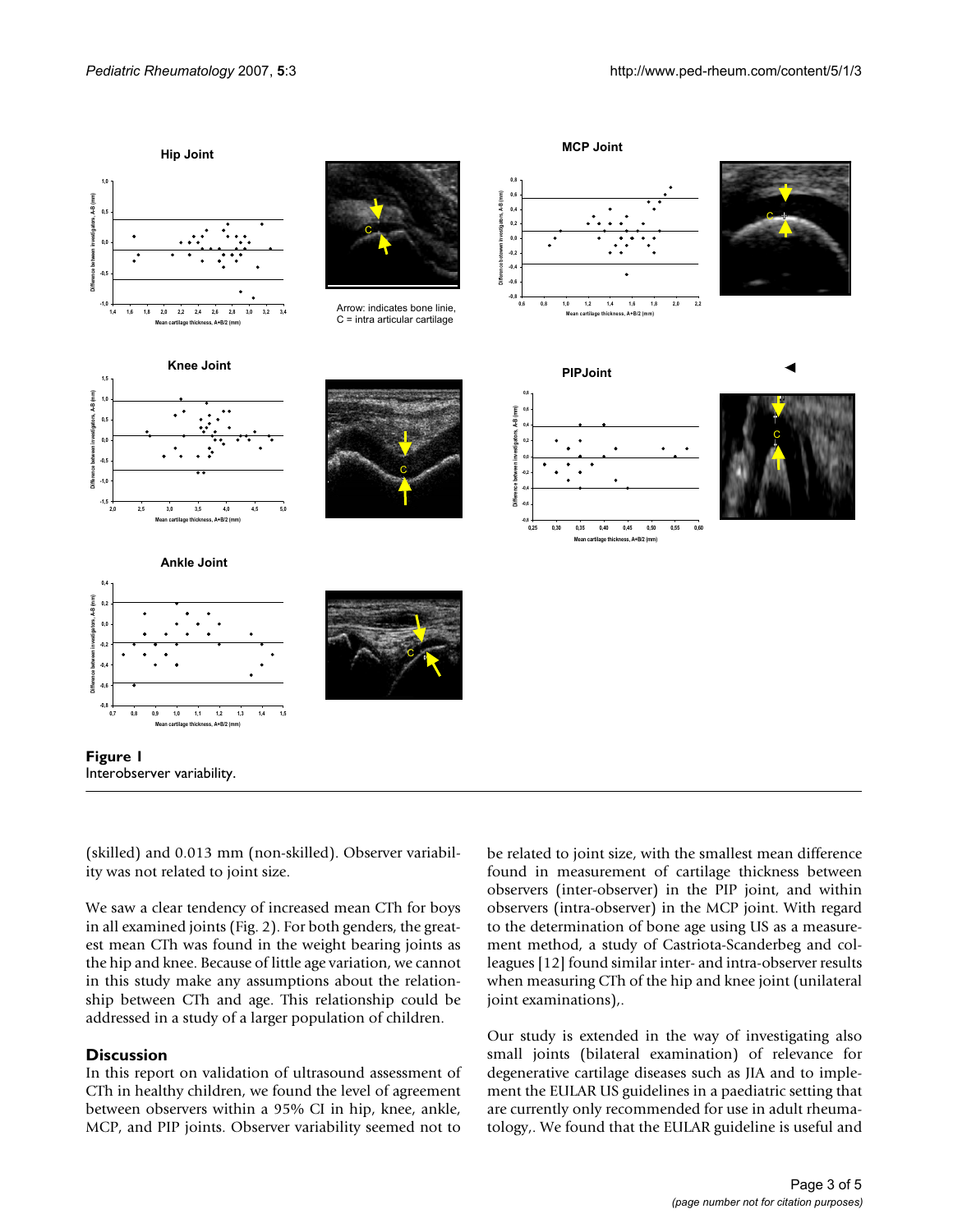**Figure 1**
Interobserver variability.

(skilled) and 0.013 mm (non-skilled). Observer variability was not related to joint size.

We saw a clear tendency of increased mean CTh for boys in all examined joints (Fig. 2). For both genders, the greatest mean CTh was found in the weight bearing joints as the hip and knee. Because of little age variation, we cannot in this study make any assumptions about the relationship between CTh and age. This relationship could be addressed in a study of a larger population of children.

## Discussion

In this report on validation of ultrasound assessment of CTh in healthy children, we found the level of agreement between observers within a 95% CI in hip, knee, ankle, MCP, and PIP joints. Observer variability seemed not to be related to joint size, with the smallest mean difference found in measurement of cartilage thickness between observers (inter-observer) in the PIP joint, and within observers (intra-observer) in the MCP joint. With regard to the determination of bone age using US as a measurement method, a study of Castriota-Scanderbeg and colleagues [12] found similar inter- and intra-observer results when measuring CTh of the hip and knee joint (unilateral joint examinations),.

Our study is extended in the way of investigating also small joints (bilateral examination) of relevance for degenerative cartilage diseases such as JIA and to implement the EULAR US guidelines in a paediatric setting that are currently only recommended for use in adult rheumatology,. We found that the EULAR guideline is useful and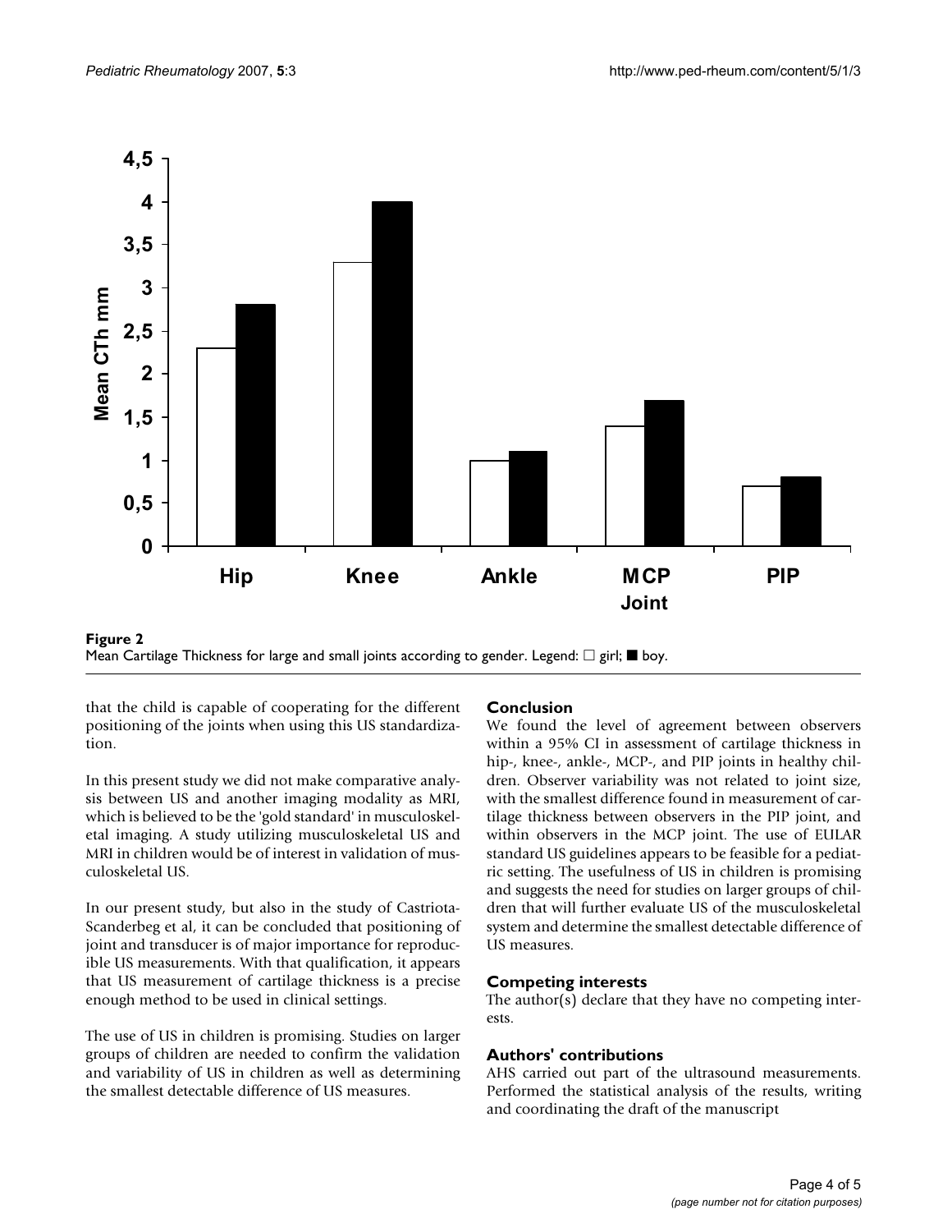4,5
4
3,5
3
2,5
2
1,5
1
0,5
0

Mean CTh mm

Hip
Knee
Ankle
MCP
PIP

Joint

**Figure 2**
Mean Cartilage Thickness for large and small joints according to gender. Legend: □ girl; ■ boy.

that the child is capable of cooperating for the different positioning of the joints when using this US standardization.

In this present study we did not make comparative analysis between US and another imaging modality as MRI, which is believed to be the 'gold standard' in musculoskeletal imaging. A study utilizing musculoskeletal US and MRI in children would be of interest in validation of musculoskeletal US.

In our present study, but also in the study of Castriota-Scanderbeg et al, it can be concluded that positioning of joint and transducer is of major importance for reproducible US measurements. With that qualification, it appears that US measurement of cartilage thickness is a precise enough method to be used in clinical settings.

The use of US in children is promising. Studies on larger groups of children are needed to confirm the validation and variability of US in children as well as determining the smallest detectable difference of US measures.

## Conclusion

We found the level of agreement between observers within a 95% CI in assessment of cartilage thickness in hip-, knee-, ankle-, MCP-, and PIP joints in healthy children. Observer variability was not related to joint size, with the smallest difference found in measurement of cartilage thickness between observers in the PIP joint, and within observers in the MCP joint. The use of EULAR standard US guidelines appears to be feasible for a pediatric setting. The usefulness of US in children is promising and suggests the need for studies on larger groups of children that will further evaluate US of the musculoskeletal system and determine the smallest detectable difference of US measures.

## Competing interests

The author(s) declare that they have no competing interests.

## Authors' contributions

AHS carried out part of the ultrasound measurements. Performed the statistical analysis of the results, writing and coordinating the draft of the manuscript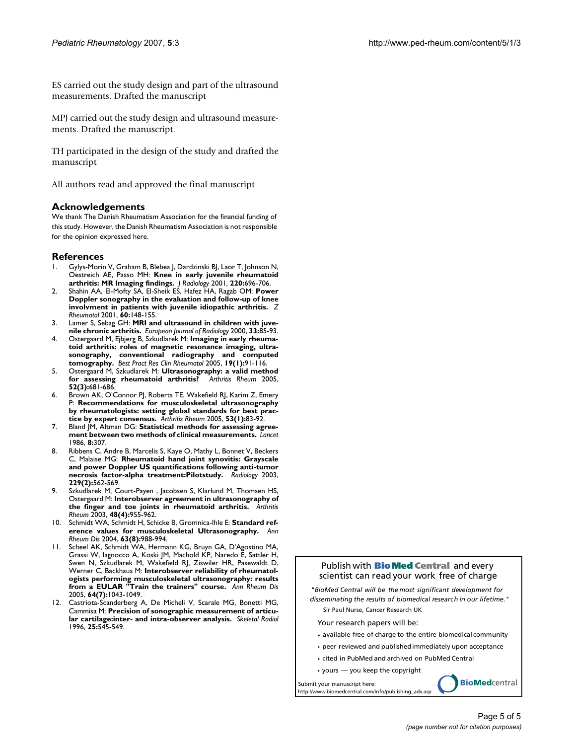ES carried out the study design and part of the ultrasound measurements. Drafted the manuscript

MPJ carried out the study design and ultrasound measurements. Drafted the manuscript.

TH participated in the design of the study and drafted the manuscript

All authors read and approved the final manuscript

## Acknowledgements

We thank The Danish Rheumatism Association for the financial funding of this study. However, the Danish Rheumatism Association is not responsible for the opinion expressed here.

## References

1. Gylys-Morin V, Graham B, Blebea J, Dardzinski BJ, Laor T, Johnson N, Oestreich AE, Passo MH: **Knee in early juvenile rheumatoid arthritis: MR Imaging findings.** *J Radiology* 2001, **220:**696-706.
2. Shahin AA, El-Mofty SA, El-Sheik ES, Hafez HA, Ragab OM: **Power Doppler sonography in the evaluation and follow-up of knee involvment in patients with juvenile idiopathic arthritis.** *Z Rheumatol* 2001, **60:**148-155.
3. Lamer S, Sebag GH: **MRI and ultrasound in children with juvenile chronic arthritis.** *European Journal of Radiology* 2000, **33:**85-93.
4. Ostergaard M, Ejbjerg B, Szkudlarek M: **Imaging in early rheumatoid arthritis: roles of magnetic resonance imaging, ultrasonography, conventional radiography and computed tomography.** *Best Pract Res Clin Rheumatol* 2005, **19(1):**91-116.
5. Ostergaard M, Szkudlarek M: **Ultrasonography: a valid method for assessing rheumatoid arthritis?** *Arthritis Rheum* 2005, **52(3):**681-686.
6. Brown AK, O'Connor PJ, Roberts TE, Wakefield RJ, Karim Z, Emery P: **Recommendations for musculoskeletal ultrasonography by rheumatologists: setting global standards for best practice by expert consensus.** *Arthritis Rheum* 2005, **53(1):**83-92.
7. Bland JM, Altman DG: **Statistical methods for assessing agreement between two methods of clinical measurements.** *Lancet* 1986, **8:**307.
8. Ribbens C, Andre B, Marcelis S, Kaye O, Mathy L, Bonnet V, Beckers C, Malaise MG: **Rheumatoid hand joint synovitis: Grayscale and power Doppler US quantifications following anti-tumor necrosis factor-alpha treatment:Pilotstudy.** *Radiology* 2003, **229(2):**562-569.
9. Szkudlarek M, Court-Payen , Jacobsen S, Klarlund M, Thomsen HS, Ostergaard M: **Interobserver agreement in ultrasonography of the finger and toe joints in rheumatoid arthritis.** *Arthritis Rheum* 2003, **48(4):**955-962.
10. Schmidt WA, Schmidt H, Schicke B, Gromnica-Ihle E: **Standard reference values for musculoskeletal Ultrasonography.** *Ann Rheum Dis* 2004, **63(8):**988-994.
11. Scheel AK, Schmidt WA, Hermann KG, Bruyn GA, D'Agostino MA, Grassi W, Iagnocco A, Koski JM, Machold KP, Naredo E, Sattler H, Swen N, Szkudlarek M, Wakefield RJ, Ziswiler HR, Pasewaldt D, Werner C, Backhaus M: **Interobserver reliability of rheumatologists performing musculoskeletal ultrasonography: results from a EULAR "Train the trainers" course.** *Ann Rheum Dis* 2005, **64(7):**1043-1049.
12. Castriota-Scanderberg A, De Micheli V, Scarale MG, Bonetti MG, Cammisa M: **Precision of sonographic measurement of articular cartilage:inter- and intra-observer analysis.** *Skeletal Radiol* 1996, **25:**545-549.

Publish with **BioMed Central** and every scientist can read your work free of charge

*"BioMed Central will be the most significant development for disseminating the results of biomedical research in our lifetime."*
Sir Paul Nurse, Cancer Research UK

Your research papers will be:

- available free of charge to the entire biomedical community
- peer reviewed and published immediately upon acceptance
- cited in PubMed and archived on PubMed Central
- yours — you keep the copyright

Submit your manuscript here:
http://www.biomedcentral.com/info/publishing_adv.asp

BioMedcentral